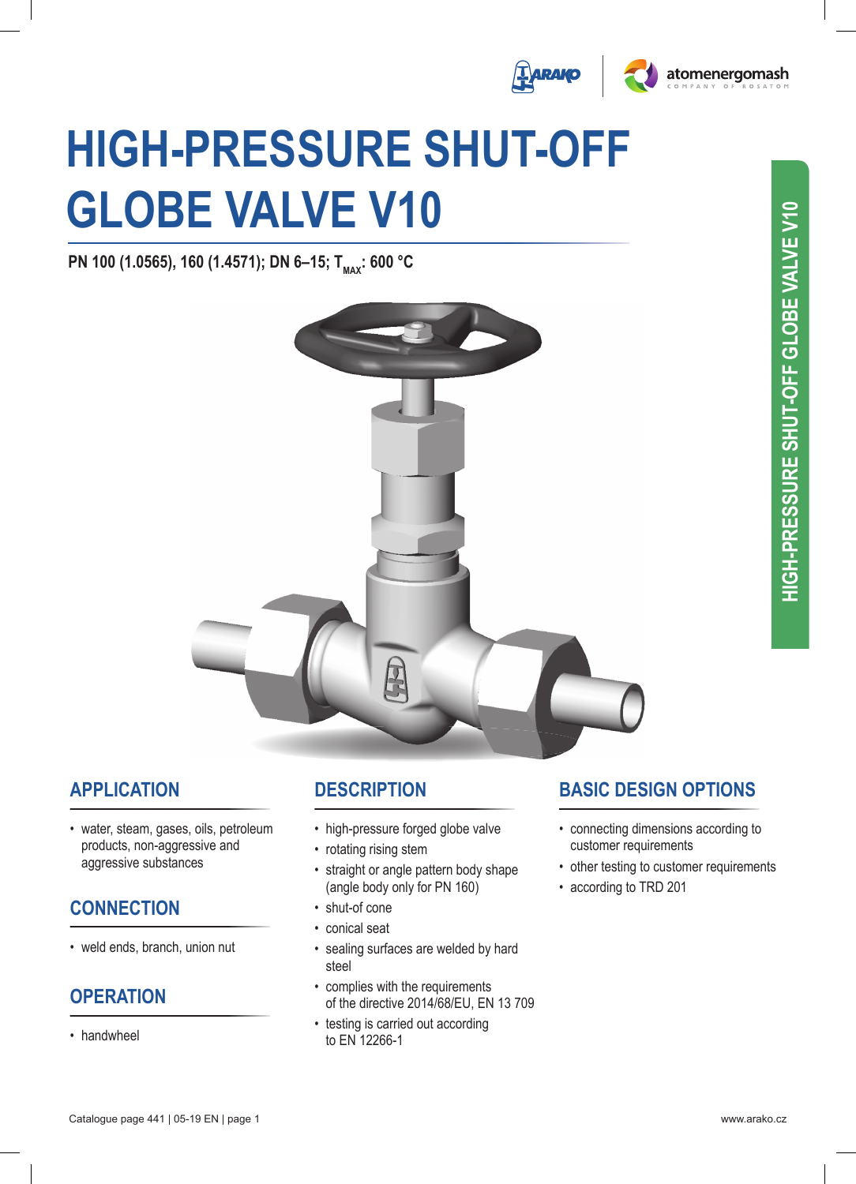# HIGH-PRESSURE SHUT-OFF GLOBE VALVE V10

**PN 100 (1.0565), 160 (1.4571); DN 6–15; $T_{MAX}$: 600 °C**

## APPLICATION

- water, steam, gases, oils, petroleum products, non-aggressive and aggressive substances

## CONNECTION

- weld ends, branch, union nut

## OPERATION

- handwheel

## DESCRIPTION

- high-pressure forged globe valve
- rotating rising stem
- straight or angle pattern body shape (angle body only for PN 160)
- shut-of cone
- conical seat
- sealing surfaces are welded by hard steel
- complies with the requirements of the directive 2014/68/EU, EN 13 709
- testing is carried out according to EN 12266-1

## BASIC DESIGN OPTIONS

- connecting dimensions according to customer requirements
- other testing to customer requirements
- according to TRD 201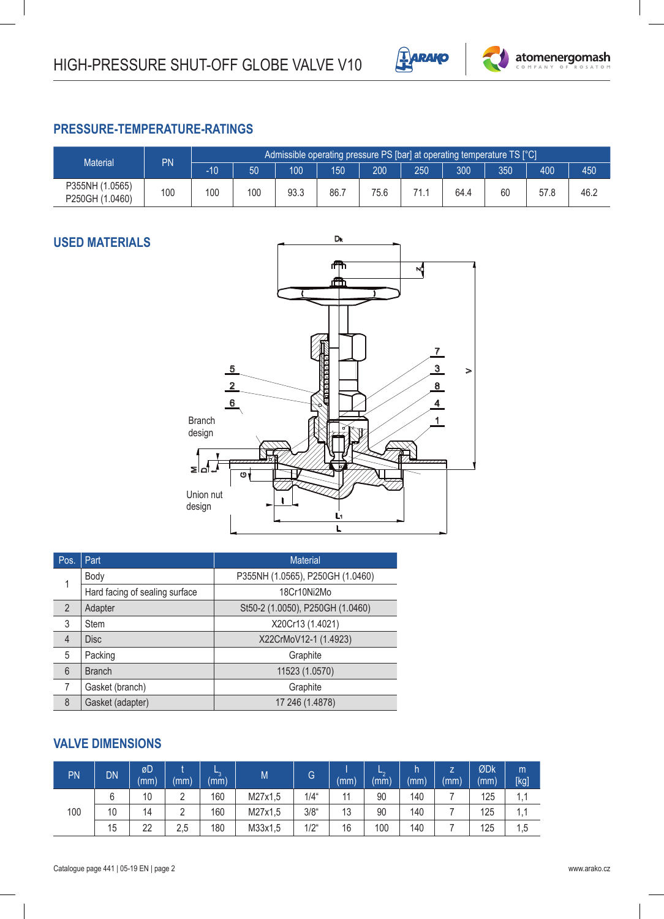## PRESSURE-TEMPERATURE-RATINGS

| Material | PN | Admissible operating pressure PS [bar] at operating temperature TS [°C] | | | | | | | | | |
|---|---|---|---|---|---|---|---|---|---|---|---|
| | | -10 | 50 | 100 | 150 | 200 | 250 | 300 | 350 | 400 | 450 |
| P355NH (1.0565) P250GH (1.0460) | 100 | 100 | 100 | 93.3 | 86.7 | 75.6 | 71.1 | 64.4 | 60 | 57.8 | 46.2 |

## USED MATERIALS

Dk
z
v
7
3
8
4
1
5
2
6
Branch design
M
D
t
G
Union nut design
l
L1
L

| Pos. | Part | Material |
|---|---|---|
| 1 | Body | P355NH (1.0565), P250GH (1.0460) |
| | Hard facing of sealing surface | 18Cr10Ni2Mo |
| 2 | Adapter | St50-2 (1.0050), P250GH (1.0460) |
| 3 | Stem | X20Cr13 (1.4021) |
| 4 | Disc | X22CrMoV12-1 (1.4923) |
| 5 | Packing | Graphite |
| 6 | Branch | 11523 (1.0570) |
| 7 | Gasket (branch) | Graphite |
| 8 | Gasket (adapter) | 17 246 (1.4878) |

## VALVE DIMENSIONS

| PN | DN | øD (mm) | t (mm) | $L_3$ (mm) | M | G | l (mm) | $L_2$ (mm) | h (mm) | z (mm) | ØDk (mm) | m [kg] |
|---|---|---|---|---|---|---|---|---|---|---|---|---|
| 100 | 6 | 10 | 2 | 160 | M27x1,5 | 1/4" | 11 | 90 | 140 | 7 | 125 | 1,1 |
| | 10 | 14 | 2 | 160 | M27x1,5 | 3/8" | 13 | 90 | 140 | 7 | 125 | 1,1 |
| | 15 | 22 | 2,5 | 180 | M33x1,5 | 1/2" | 16 | 100 | 140 | 7 | 125 | 1,5 |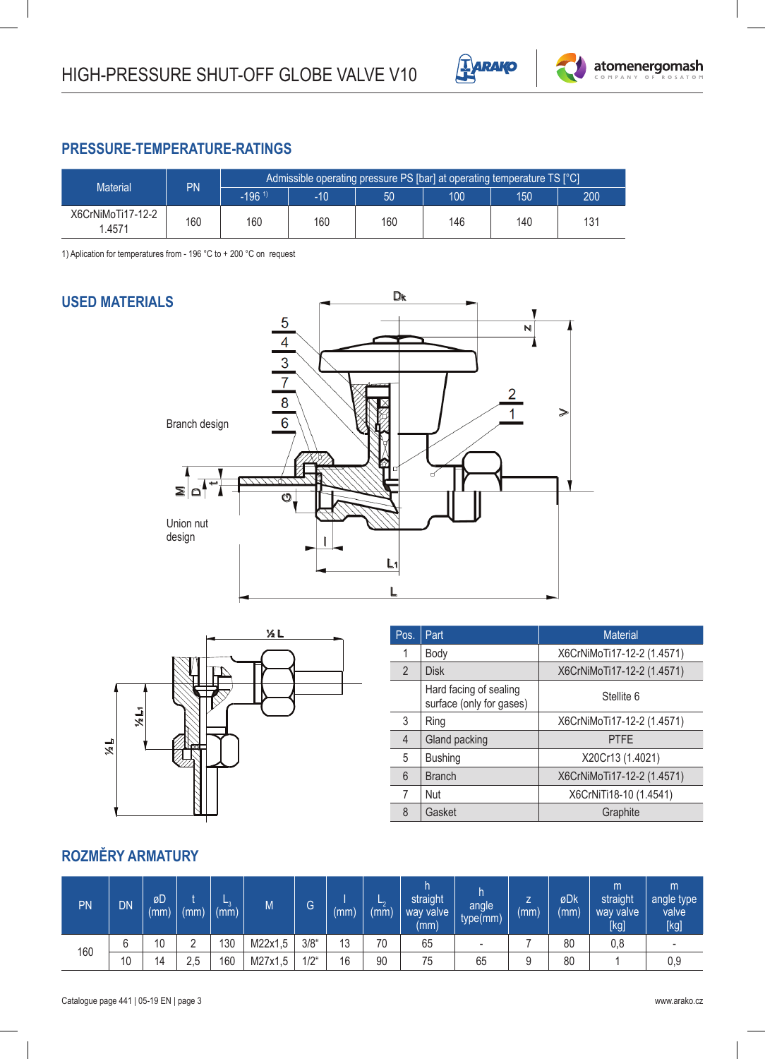# HIGH-PRESSURE SHUT-OFF GLOBE VALVE V10

## PRESSURE-TEMPERATURE-RATINGS

| Material | PN | Admissible operating pressure PS [bar] at operating temperature TS [°C] | | | | | |
|---|---|---|---|---|---|---|---|
| | | -196 [1] | -10 | 50 | 100 | 150 | 200 |
| X6CrNiMoTi17-12-2 1.4571 | 160 | 160 | 160 | 160 | 146 | 140 | 131 |

1) Aplication for temperatures from - 196 °C to + 200 °C on request

## USED MATERIALS

Dk

z

5
4
3
7
8
6

2
1

v

Branch design

M
D
t

G

Union nut design

l

L1

L

½ L

½ L1

½ L

| Pos. | Part | Material |
|---|---|---|
| 1 | Body | X6CrNiMoTi17-12-2 (1.4571) |
| 2 | Disk | X6CrNiMoTi17-12-2 (1.4571) |
| | Hard facing of sealing surface (only for gases) | Stellite 6 |
| 3 | Ring | X6CrNiMoTi17-12-2 (1.4571) |
| 4 | Gland packing | PTFE |
| 5 | Bushing | X20Cr13 (1.4021) |
| 6 | Branch | X6CrNiMoTi17-12-2 (1.4571) |
| 7 | Nut | X6CrNiTi18-10 (1.4541) |
| 8 | Gasket | Graphite |

## ROZMĚRY ARMATURY

| PN | DN | øD (mm) | t (mm) | $L_3$ (mm) | M | G | l (mm) | $L_2$ (mm) | h straight way valve (mm) | h angle type(mm) | z (mm) | øDk (mm) | m straight way valve [kg] | m angle type valve [kg] |
|---|---|---|---|---|---|---|---|---|---|---|---|---|---|---|
| 160 | 6 | 10 | 2 | 130 | M22x1,5 | 3/8“ | 13 | 70 | 65 | - | 7 | 80 | 0,8 | - |
| | 10 | 14 | 2,5 | 160 | M27x1,5 | 1/2“ | 16 | 90 | 75 | 65 | 9 | 80 | 1 | 0,9 |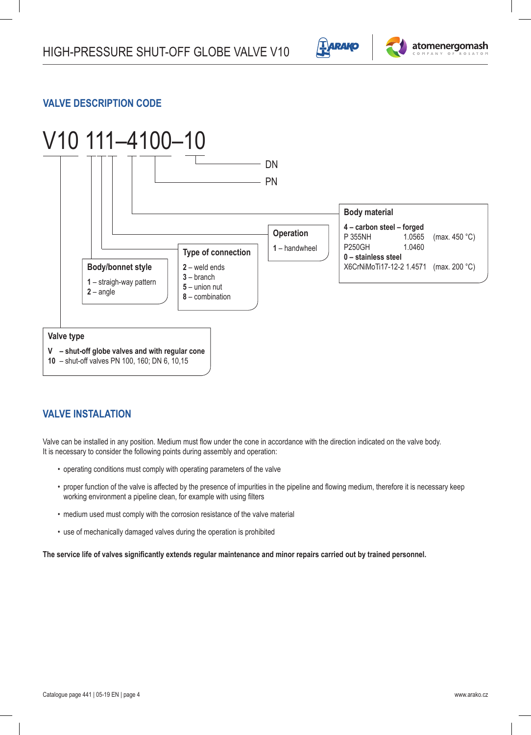## VALVE DESCRIPTION CODE

V10 111–4100–10

DN

PN

**Body material**

**4 – carbon steel – forged**

| | | |
|---|---|---|
| P 355NH | 1.0565 | (max. 450 °C) |
| P250GH | 1.0460 | |

**0 – stainless steel**

| | | |
|---|---|---|
| X6CrNiMoTi17-12-2 | 1.4571 | (max. 200 °C) |

**Operation**

**1** – handwheel

**Type of connection**

**2** – weld ends
**3** – branch
**5** – union nut
**8** – combination

**Body/bonnet style**

**1** – straigh-way pattern
**2** – angle

**Valve type**

**V** – **shut-off globe valves and with regular cone**
**10** – shut-off valves PN 100, 160; DN 6, 10,15

## VALVE INSTALATION

Valve can be installed in any position. Medium must flow under the cone in accordance with the direction indicated on the valve body.
It is necessary to consider the following points during assembly and operation:

- operating conditions must comply with operating parameters of the valve
- proper function of the valve is affected by the presence of impurities in the pipeline and flowing medium, therefore it is necessary keep working environment a pipeline clean, for example with using filters
- medium used must comply with the corrosion resistance of the valve material
- use of mechanically damaged valves during the operation is prohibited

**The service life of valves significantly extends regular maintenance and minor repairs carried out by trained personnel.**